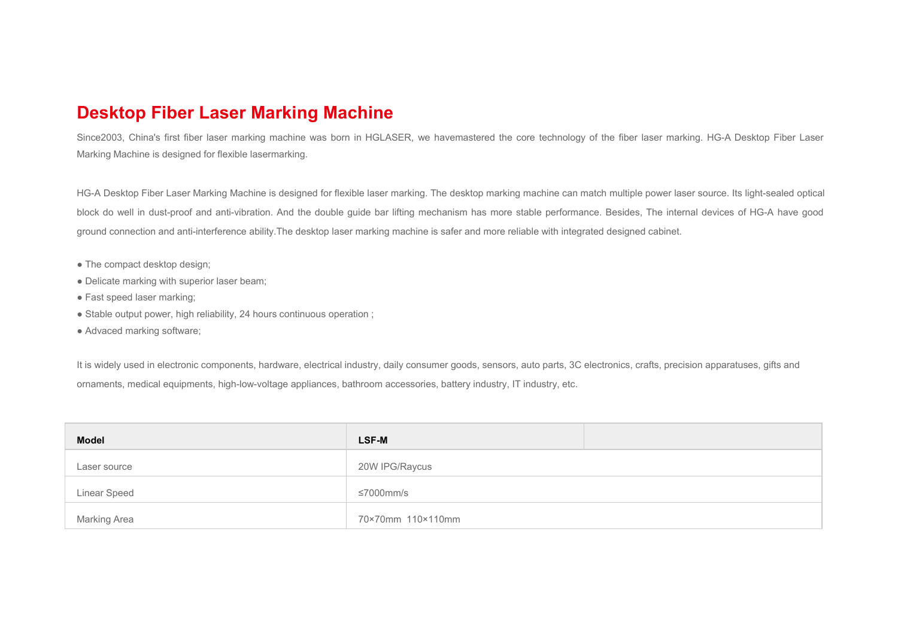# Desktop Fiber Laser Marking Machine

Since2003, China's first fiber laser marking machine was born in HGLASER, we havemastered the core technology of the fiber laser marking. HG-A Desktop Fiber Laser Marking Machine is designed for flexible lasermarking.

HG-A Desktop Fiber Laser Marking Machine is designed for flexible laser marking. The desktop marking machine can match multiple power laser source. Its light-sealed optical block do well in dust-proof and anti-vibration. And the double guide bar lifting mechanism has more stable performance. Besides, The internal devices of HG-A have good ground connection and anti-interference ability.The desktop laser marking machine is safer and more reliable with integrated designed cabinet.

- The compact desktop design;
- Delicate marking with superior laser beam;
- Fast speed laser marking;
- Stable output power, high reliability, 24 hours continuous operation ;
- Advaced marking software;

It is widely used in electronic components, hardware, electrical industry, daily consumer goods, sensors, auto parts, 3C electronics, crafts, precision apparatuses, gifts and ornaments, medical equipments, high-low-voltage appliances, bathroom accessories, battery industry, IT industry, etc.

| Model | LSF-M | |
|---|---|---|
| Laser source | 20W IPG/Raycus | |
| Linear Speed | ≤7000mm/s | |
| Marking Area | 70×70mm 110×110mm | |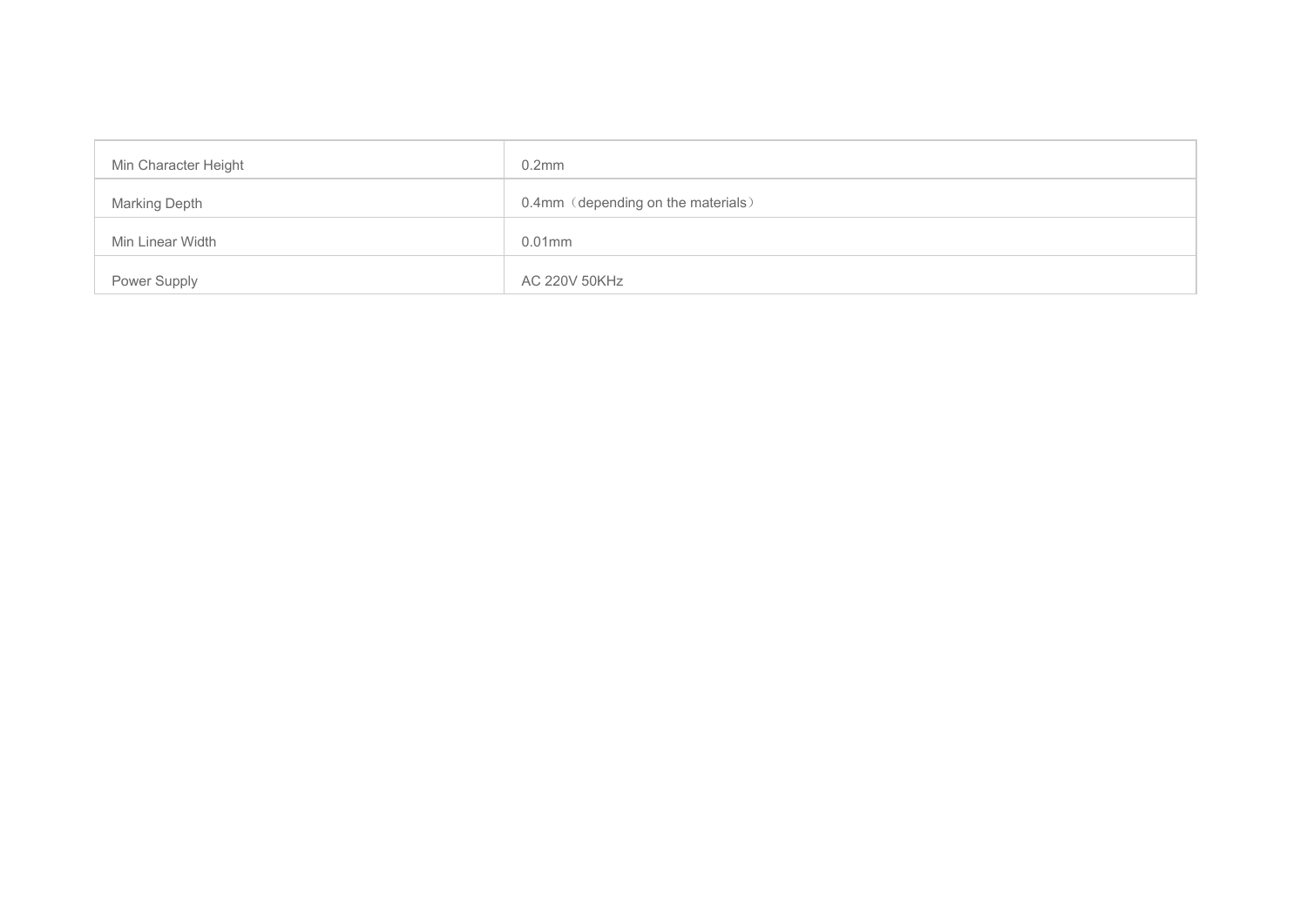| | |
|---|---|
| Min Character Height | 0.2mm |
| Marking Depth | 0.4mm（depending on the materials） |
| Min Linear Width | 0.01mm |
| Power Supply | AC 220V 50KHz |